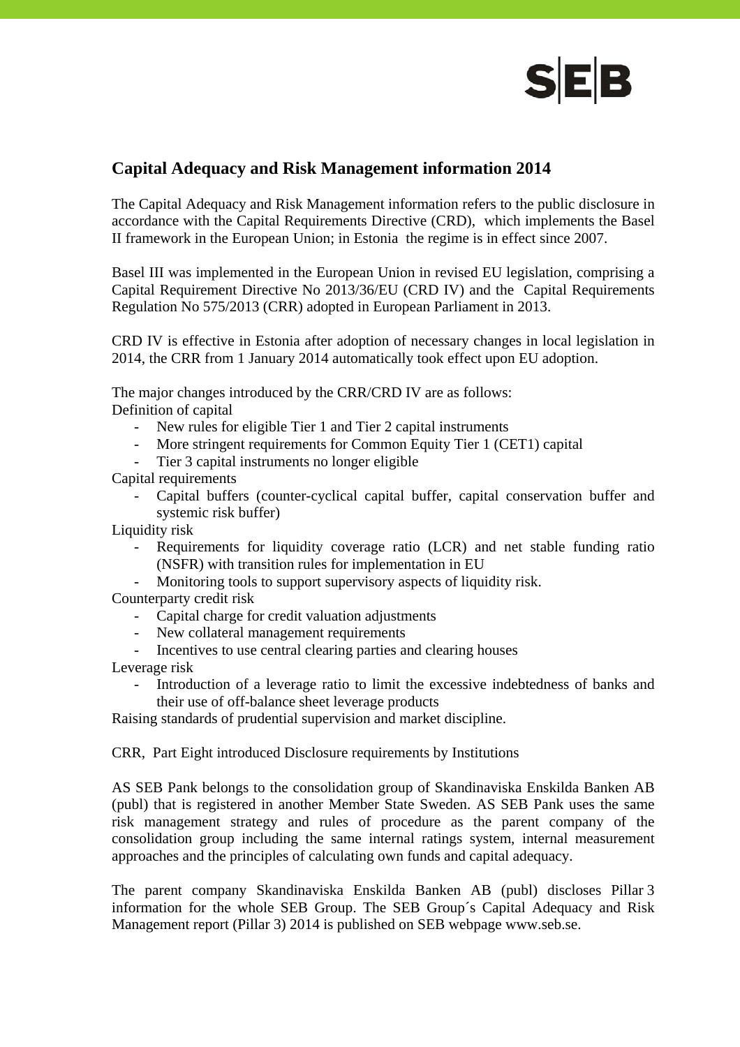## Capital Adequacy and Risk Management information 2014

The Capital Adequacy and Risk Management information refers to the public disclosure in accordance with the Capital Requirements Directive (CRD), which implements the Basel II framework in the European Union; in Estonia the regime is in effect since 2007.

Basel III was implemented in the European Union in revised EU legislation, comprising a Capital Requirement Directive No 2013/36/EU (CRD IV) and the Capital Requirements Regulation No 575/2013 (CRR) adopted in European Parliament in 2013.

CRD IV is effective in Estonia after adoption of necessary changes in local legislation in 2014, the CRR from 1 January 2014 automatically took effect upon EU adoption.

The major changes introduced by the CRR/CRD IV are as follows:

Definition of capital

- New rules for eligible Tier 1 and Tier 2 capital instruments
- More stringent requirements for Common Equity Tier 1 (CET1) capital
- Tier 3 capital instruments no longer eligible

Capital requirements

- Capital buffers (counter-cyclical capital buffer, capital conservation buffer and systemic risk buffer)

Liquidity risk

- Requirements for liquidity coverage ratio (LCR) and net stable funding ratio (NSFR) with transition rules for implementation in EU
- Monitoring tools to support supervisory aspects of liquidity risk.

Counterparty credit risk

- Capital charge for credit valuation adjustments
- New collateral management requirements
- Incentives to use central clearing parties and clearing houses

Leverage risk

- Introduction of a leverage ratio to limit the excessive indebtedness of banks and their use of off-balance sheet leverage products

Raising standards of prudential supervision and market discipline.

CRR, Part Eight introduced Disclosure requirements by Institutions

AS SEB Pank belongs to the consolidation group of Skandinaviska Enskilda Banken AB (publ) that is registered in another Member State Sweden. AS SEB Pank uses the same risk management strategy and rules of procedure as the parent company of the consolidation group including the same internal ratings system, internal measurement approaches and the principles of calculating own funds and capital adequacy.

The parent company Skandinaviska Enskilda Banken AB (publ) discloses Pillar 3 information for the whole SEB Group. The SEB Group´s Capital Adequacy and Risk Management report (Pillar 3) 2014 is published on SEB webpage www.seb.se.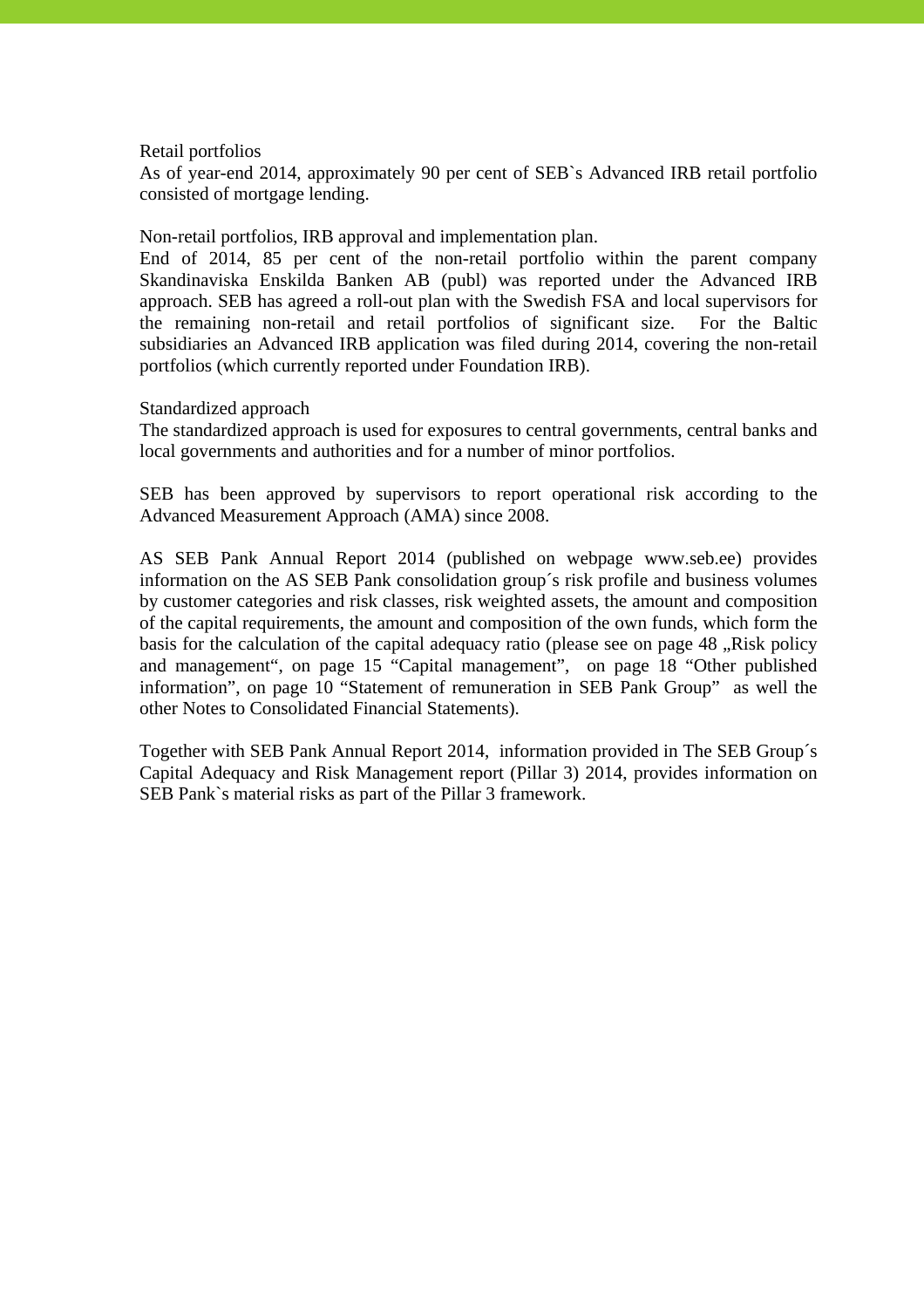Retail portfolios

As of year-end 2014, approximately 90 per cent of SEB`s Advanced IRB retail portfolio consisted of mortgage lending.

Non-retail portfolios, IRB approval and implementation plan.

End of 2014, 85 per cent of the non-retail portfolio within the parent company Skandinaviska Enskilda Banken AB (publ) was reported under the Advanced IRB approach. SEB has agreed a roll-out plan with the Swedish FSA and local supervisors for the remaining non-retail and retail portfolios of significant size. For the Baltic subsidiaries an Advanced IRB application was filed during 2014, covering the non-retail portfolios (which currently reported under Foundation IRB).

Standardized approach

The standardized approach is used for exposures to central governments, central banks and local governments and authorities and for a number of minor portfolios.

SEB has been approved by supervisors to report operational risk according to the Advanced Measurement Approach (AMA) since 2008.

AS SEB Pank Annual Report 2014 (published on webpage www.seb.ee) provides information on the AS SEB Pank consolidation group´s risk profile and business volumes by customer categories and risk classes, risk weighted assets, the amount and composition of the capital requirements, the amount and composition of the own funds, which form the basis for the calculation of the capital adequacy ratio (please see on page 48 „Risk policy and management", on page 15 "Capital management", on page 18 "Other published information", on page 10 "Statement of remuneration in SEB Pank Group" as well the other Notes to Consolidated Financial Statements).

Together with SEB Pank Annual Report 2014, information provided in The SEB Group´s Capital Adequacy and Risk Management report (Pillar 3) 2014, provides information on SEB Pank`s material risks as part of the Pillar 3 framework.